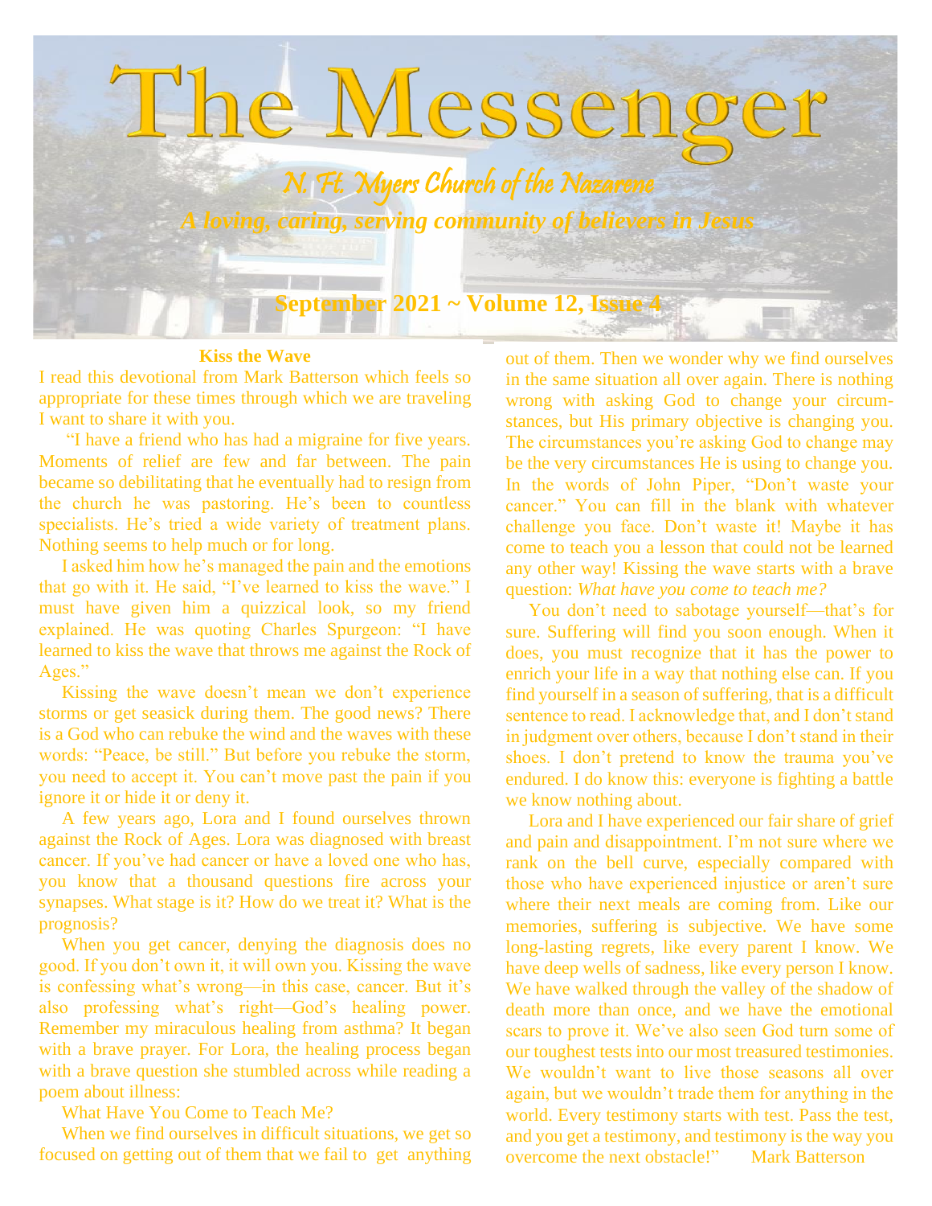# The Messenger

## N. Ft. Myers Church of the Nazarene

*A loving, caring, serving community of believers in Jesus*

**September 2021 ~ Volume 12, Issue 4**

### Kiss the Wave

I read this devotional from Mark Batterson which feels so appropriate for these times through which we are traveling I want to share it with you.

"I have a friend who has had a migraine for five years. Moments of relief are few and far between. The pain became so debilitating that he eventually had to resign from the church he was pastoring. He's been to countless specialists. He's tried a wide variety of treatment plans. Nothing seems to help much or for long.

I asked him how he's managed the pain and the emotions that go with it. He said, "I've learned to kiss the wave." I must have given him a quizzical look, so my friend explained. He was quoting Charles Spurgeon: "I have learned to kiss the wave that throws me against the Rock of Ages."

Kissing the wave doesn't mean we don't experience storms or get seasick during them. The good news? There is a God who can rebuke the wind and the waves with these words: "Peace, be still." But before you rebuke the storm, you need to accept it. You can't move past the pain if you ignore it or hide it or deny it.

A few years ago, Lora and I found ourselves thrown against the Rock of Ages. Lora was diagnosed with breast cancer. If you've had cancer or have a loved one who has, you know that a thousand questions fire across your synapses. What stage is it? How do we treat it? What is the prognosis?

When you get cancer, denying the diagnosis does no good. If you don't own it, it will own you. Kissing the wave is confessing what's wrong—in this case, cancer. But it's also professing what's right—God's healing power. Remember my miraculous healing from asthma? It began with a brave prayer. For Lora, the healing process began with a brave question she stumbled across while reading a poem about illness:

What Have You Come to Teach Me?

When we find ourselves in difficult situations, we get so focused on getting out of them that we fail to get anything out of them. Then we wonder why we find ourselves in the same situation all over again. There is nothing wrong with asking God to change your circumstances, but His primary objective is changing you. The circumstances you're asking God to change may be the very circumstances He is using to change you. In the words of John Piper, "Don't waste your cancer." You can fill in the blank with whatever challenge you face. Don't waste it! Maybe it has come to teach you a lesson that could not be learned any other way! Kissing the wave starts with a brave question: *What have you come to teach me?*

You don't need to sabotage yourself—that's for sure. Suffering will find you soon enough. When it does, you must recognize that it has the power to enrich your life in a way that nothing else can. If you find yourself in a season of suffering, that is a difficult sentence to read. I acknowledge that, and I don't stand in judgment over others, because I don't stand in their shoes. I don't pretend to know the trauma you've endured. I do know this: everyone is fighting a battle we know nothing about.

Lora and I have experienced our fair share of grief and pain and disappointment. I'm not sure where we rank on the bell curve, especially compared with those who have experienced injustice or aren't sure where their next meals are coming from. Like our memories, suffering is subjective. We have some long-lasting regrets, like every parent I know. We have deep wells of sadness, like every person I know. We have walked through the valley of the shadow of death more than once, and we have the emotional scars to prove it. We've also seen God turn some of our toughest tests into our most treasured testimonies. We wouldn't want to live those seasons all over again, but we wouldn't trade them for anything in the world. Every testimony starts with test. Pass the test, and you get a testimony, and testimony is the way you overcome the next obstacle!" Mark Batterson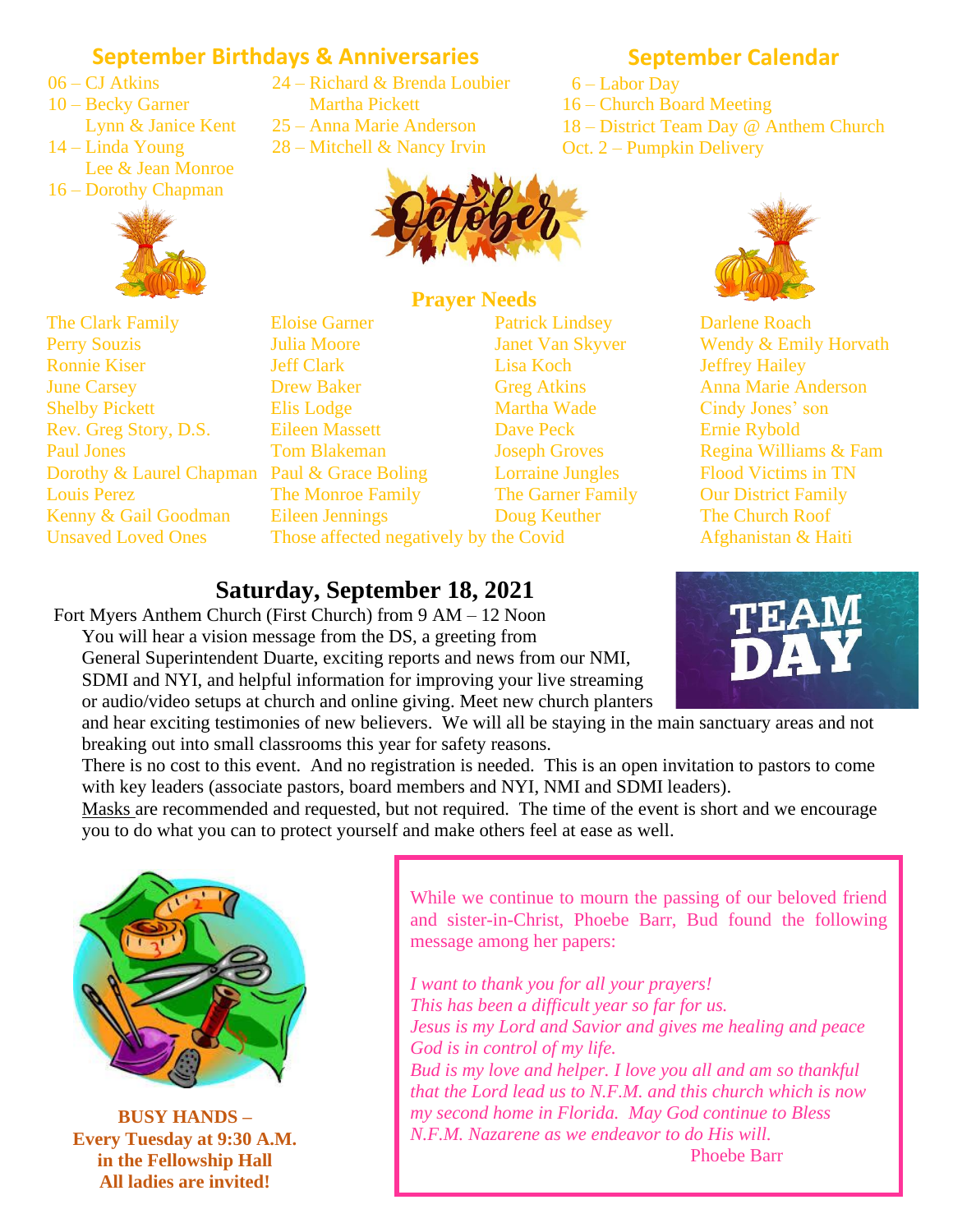## September Birthdays & Anniversaries

06 – CJ Atkins
10 – Becky Garner
Lynn & Janice Kent
14 – Linda Young
Lee & Jean Monroe
16 – Dorothy Chapman
24 – Richard & Brenda Loubier
Martha Pickett
25 – Anna Marie Anderson
28 – Mitchell & Nancy Irvin

## September Calendar

6 – Labor Day
16 – Church Board Meeting
18 – District Team Day @ Anthem Church
Oct. 2 – Pumpkin Delivery

## Prayer Needs

The Clark Family
Perry Souzis
Ronnie Kiser
June Carsey
Shelby Pickett
Rev. Greg Story, D.S.
Paul Jones
Dorothy & Laurel Chapman
Louis Perez
Kenny & Gail Goodman
Unsaved Loved Ones
Eloise Garner
Julia Moore
Jeff Clark
Drew Baker
Elis Lodge
Eileen Massett
Tom Blakeman
Paul & Grace Boling
The Monroe Family
Eileen Jennings
Those affected negatively by the Covid
Patrick Lindsey
Janet Van Skyver
Lisa Koch
Greg Atkins
Martha Wade
Dave Peck
Joseph Groves
Lorraine Jungles
The Garner Family
Doug Keuther
Darlene Roach
Wendy & Emily Horvath
Jeffrey Hailey
Anna Marie Anderson
Cindy Jones' son
Ernie Rybold
Regina Williams & Fam
Flood Victims in TN
Our District Family
The Church Roof
Afghanistan & Haiti

## Saturday, September 18, 2021

TEAM DAY

Fort Myers Anthem Church (First Church) from 9 AM – 12 Noon

You will hear a vision message from the DS, a greeting from General Superintendent Duarte, exciting reports and news from our NMI, SDMI and NYI, and helpful information for improving your live streaming or audio/video setups at church and online giving. Meet new church planters and hear exciting testimonies of new believers. We will all be staying in the main sanctuary areas and not breaking out into small classrooms this year for safety reasons.

There is no cost to this event. And no registration is needed. This is an open invitation to pastors to come with key leaders (associate pastors, board members and NYI, NMI and SDMI leaders).

Masks are recommended and requested, but not required. The time of the event is short and we encourage you to do what you can to protect yourself and make others feel at ease as well.

**BUSY HANDS – Every Tuesday at 9:30 A.M. in the Fellowship Hall All ladies are invited!**

While we continue to mourn the passing of our beloved friend and sister-in-Christ, Phoebe Barr, Bud found the following message among her papers:

*I want to thank you for all your prayers!*
*This has been a difficult year so far for us.*
*Jesus is my Lord and Savior and gives me healing and peace*
*God is in control of my life.*
*Bud is my love and helper. I love you all and am so thankful that the Lord lead us to N.F.M. and this church which is now my second home in Florida. May God continue to Bless N.F.M. Nazarene as we endeavor to do His will.*

Phoebe Barr